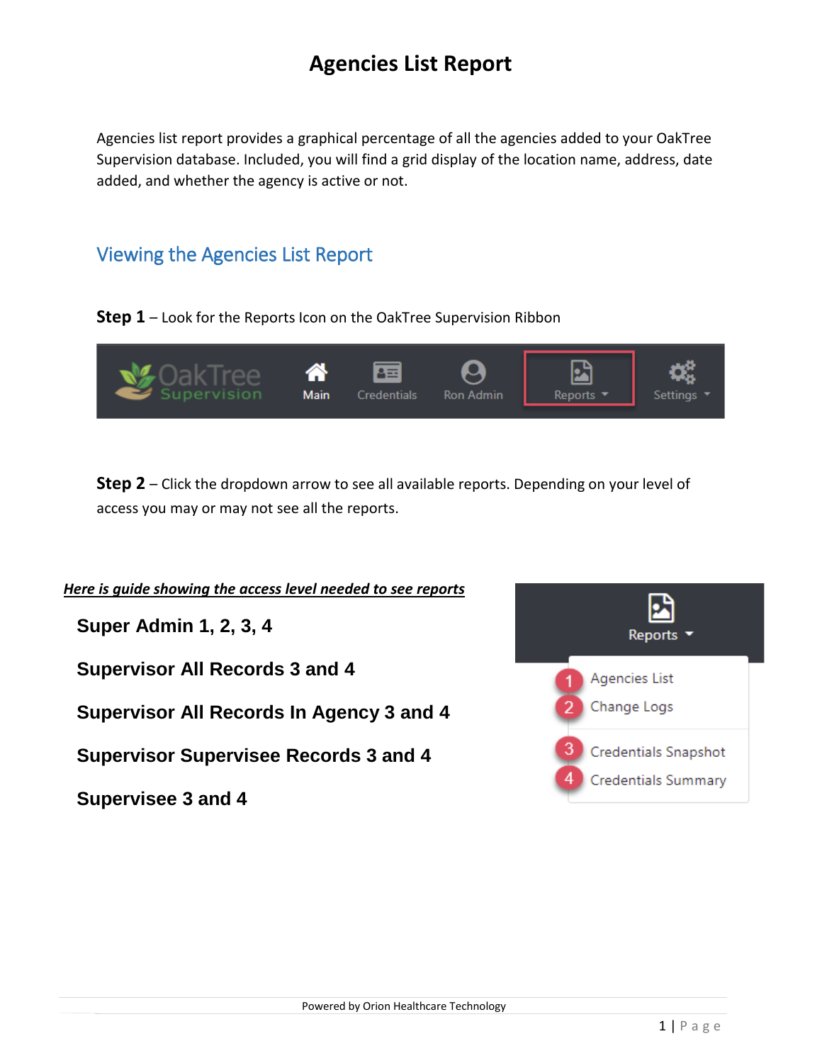# Agencies List Report

Agencies list report provides a graphical percentage of all the agencies added to your OakTree Supervision database. Included, you will find a grid display of the location name, address, date added, and whether the agency is active or not.

## Viewing the Agencies List Report

**Step 1** – Look for the Reports Icon on the OakTree Supervision Ribbon

**Step 2** – Click the dropdown arrow to see all available reports. Depending on your level of access you may or may not see all the reports.

***Here is guide showing the access level needed to see reports***

**Super Admin 1, 2, 3, 4**

**Supervisor All Records 3 and 4**

**Supervisor All Records In Agency 3 and 4**

**Supervisor Supervisee Records 3 and 4**

**Supervisee 3 and 4**

Powered by Orion Healthcare Technology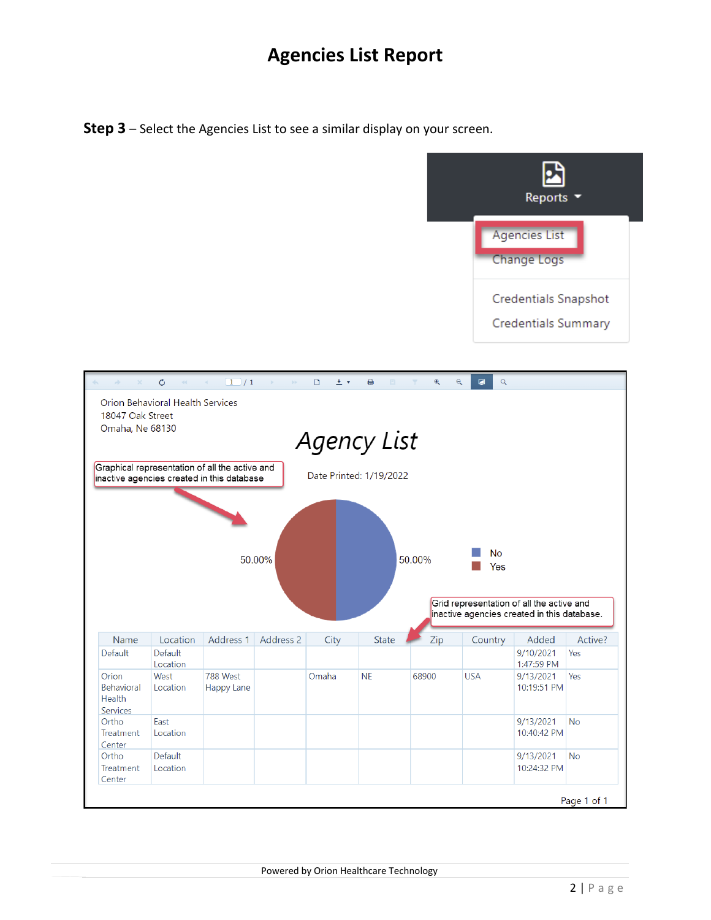# Agencies List Report

**Step 3** – Select the Agencies List to see a similar display on your screen.

Reports

- Agencies List
- Change Logs
- Credentials Snapshot
- Credentials Summary

Orion Behavioral Health Services
18047 Oak Street
Omaha, Ne 68130

*Agency List*

Graphical representation of all the active and inactive agencies created in this database

Date Printed: 1/19/2022

50.00% 50.00%

No
Yes

Grid representation of all the active and inactive agencies created in this database.

| Name | Location | Address 1 | Address 2 | City | State | Zip | Country | Added | Active? |
|---|---|---|---|---|---|---|---|---|---|
| Default | Default Location | | | | | | | 9/10/2021 1:47:59 PM | Yes |
| Orion Behavioral Health Services | West Location | 788 West Happy Lane | | Omaha | NE | 68900 | USA | 9/13/2021 10:19:51 PM | Yes |
| Ortho Treatment Center | East Location | | | | | | | 9/13/2021 10:40:42 PM | No |
| Ortho Treatment Center | Default Location | | | | | | | 9/13/2021 10:24:32 PM | No |

Page 1 of 1

Powered by Orion Healthcare Technology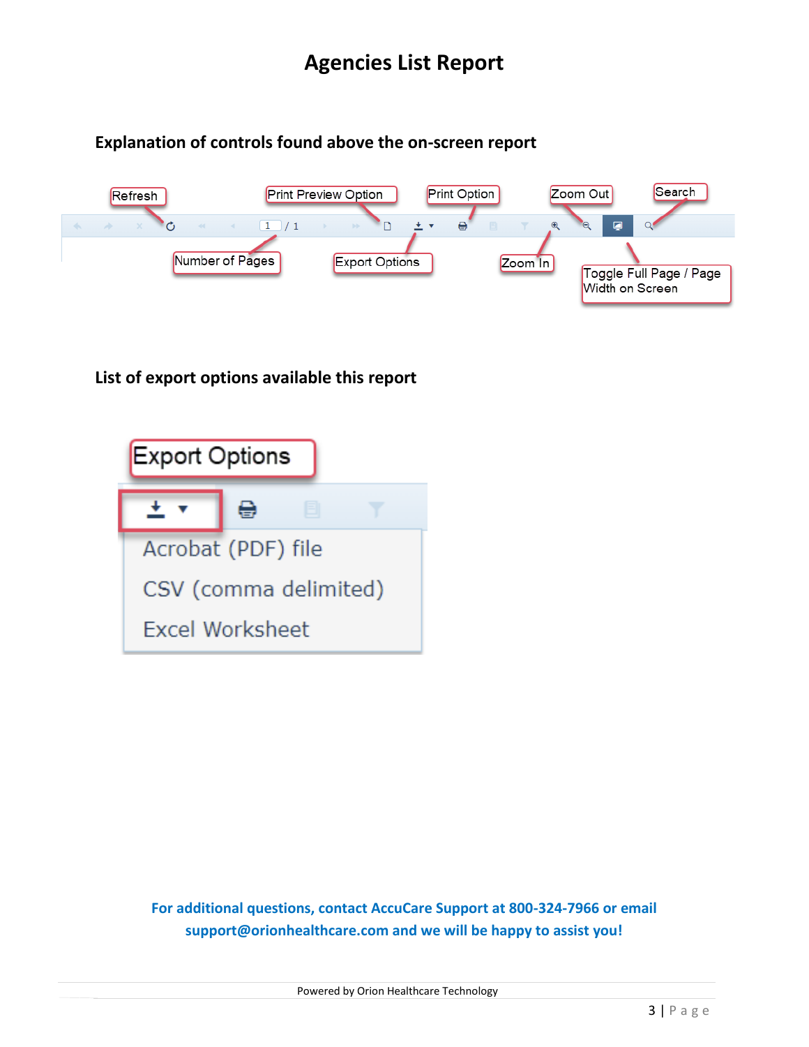# Agencies List Report

## Explanation of controls found above the on-screen report

Refresh

Print Preview Option

Print Option

Zoom Out

Search

Number of Pages

Export Options

Zoom In

Toggle Full Page / Page Width on Screen

## List of export options available this report

Export Options

Acrobat (PDF) file

CSV (comma delimited)

Excel Worksheet

**For additional questions, contact AccuCare Support at 800-324-7966 or email support@orionhealthcare.com and we will be happy to assist you!**

Powered by Orion Healthcare Technology